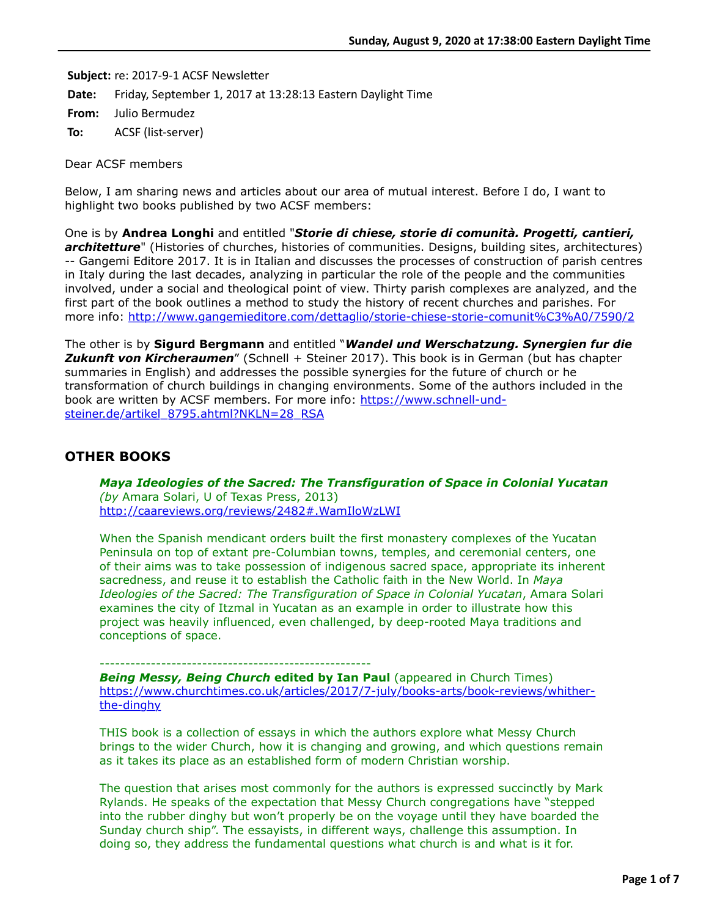Sunday, August 9, 2020 at 17:38:00 Eastern Daylight Time

**Subject:** re: 2017-9-1 ACSF Newsletter
**Date:** Friday, September 1, 2017 at 13:28:13 Eastern Daylight Time
**From:** Julio Bermudez
**To:** ACSF (list-server)

Dear ACSF members

Below, I am sharing news and articles about our area of mutual interest. Before I do, I want to highlight two books published by two ACSF members:

One is by **Andrea Longhi** and entitled "***Storie di chiese, storie di comunità. Progetti, cantieri, architetture***" (Histories of churches, histories of communities. Designs, building sites, architectures) -- Gangemi Editore 2017. It is in Italian and discusses the processes of construction of parish centres in Italy during the last decades, analyzing in particular the role of the people and the communities involved, under a social and theological point of view. Thirty parish complexes are analyzed, and the first part of the book outlines a method to study the history of recent churches and parishes. For more info: http://www.gangemieditore.com/dettaglio/storie-chiese-storie-comunit%C3%A0/7590/2

The other is by **Sigurd Bergmann** and entitled "***Wandel und Werschatzung. Synergien fur die Zukunft von Kircheraumen***" (Schnell + Steiner 2017). This book is in German (but has chapter summaries in English) and addresses the possible synergies for the future of church or he transformation of church buildings in changing environments. Some of the authors included in the book are written by ACSF members. For more info: https://www.schnell-und-steiner.de/artikel_8795.ahtml?NKLN=28_RSA

## OTHER BOOKS

***Maya Ideologies of the Sacred: The Transfiguration of Space in Colonial Yucatan***
*(by* Amara Solari, U of Texas Press, 2013)
http://caareviews.org/reviews/2482#.WamIloWzLWI

When the Spanish mendicant orders built the first monastery complexes of the Yucatan Peninsula on top of extant pre-Columbian towns, temples, and ceremonial centers, one of their aims was to take possession of indigenous sacred space, appropriate its inherent sacredness, and reuse it to establish the Catholic faith in the New World. In *Maya Ideologies of the Sacred: The Transfiguration of Space in Colonial Yucatan*, Amara Solari examines the city of Itzmal in Yucatan as an example in order to illustrate how this project was heavily influenced, even challenged, by deep-rooted Maya traditions and conceptions of space.

-----------------------------------------------------

***Being Messy, Being Church*** **edited by Ian Paul** (appeared in Church Times)
https://www.churchtimes.co.uk/articles/2017/7-july/books-arts/book-reviews/whither-the-dinghy

THIS book is a collection of essays in which the authors explore what Messy Church brings to the wider Church, how it is changing and growing, and which questions remain as it takes its place as an established form of modern Christian worship.

The question that arises most commonly for the authors is expressed succinctly by Mark Rylands. He speaks of the expectation that Messy Church congregations have "stepped into the rubber dinghy but won't properly be on the voyage until they have boarded the Sunday church ship". The essayists, in different ways, challenge this assumption. In doing so, they address the fundamental questions what church is and what is it for.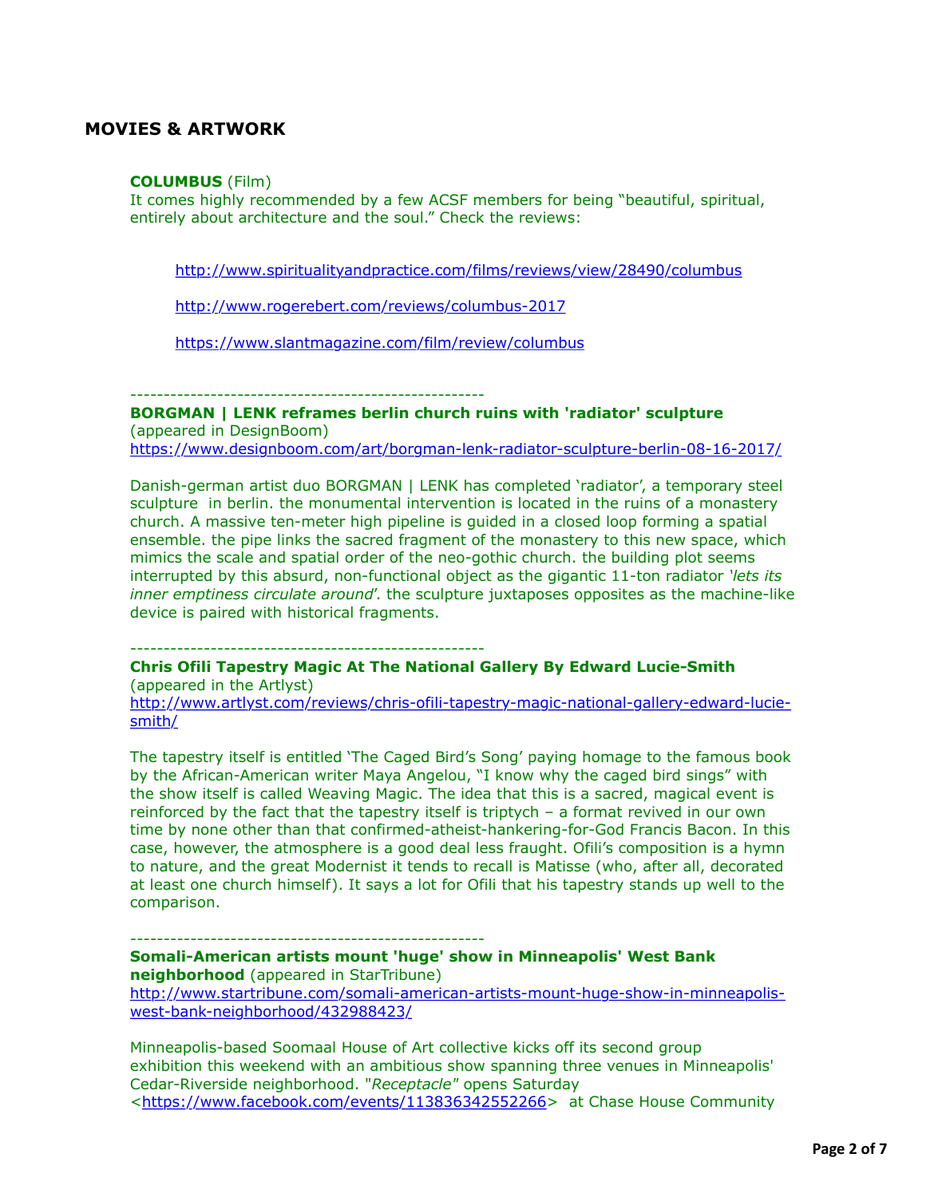## MOVIES & ARTWORK

**COLUMBUS** (Film)
It comes highly recommended by a few ACSF members for being "beautiful, spiritual, entirely about architecture and the soul." Check the reviews:

http://www.spiritualityandpractice.com/films/reviews/view/28490/columbus

http://www.rogerebert.com/reviews/columbus-2017

https://www.slantmagazine.com/film/review/columbus

----------------------------------------------------

**BORGMAN | LENK reframes berlin church ruins with 'radiator' sculpture** (appeared in DesignBoom)
https://www.designboom.com/art/borgman-lenk-radiator-sculpture-berlin-08-16-2017/

Danish-german artist duo BORGMAN | LENK has completed 'radiator', a temporary steel sculpture in berlin. the monumental intervention is located in the ruins of a monastery church. A massive ten-meter high pipeline is guided in a closed loop forming a spatial ensemble. the pipe links the sacred fragment of the monastery to this new space, which mimics the scale and spatial order of the neo-gothic church. the building plot seems interrupted by this absurd, non-functional object as the gigantic 11-ton radiator *'lets its inner emptiness circulate around'*. the sculpture juxtaposes opposites as the machine-like device is paired with historical fragments.

----------------------------------------------------

**Chris Ofili Tapestry Magic At The National Gallery By Edward Lucie-Smith** (appeared in the Artlyst)
http://www.artlyst.com/reviews/chris-ofili-tapestry-magic-national-gallery-edward-lucie-smith/

The tapestry itself is entitled 'The Caged Bird's Song' paying homage to the famous book by the African-American writer Maya Angelou, "I know why the caged bird sings" with the show itself is called Weaving Magic. The idea that this is a sacred, magical event is reinforced by the fact that the tapestry itself is triptych – a format revived in our own time by none other than that confirmed-atheist-hankering-for-God Francis Bacon. In this case, however, the atmosphere is a good deal less fraught. Ofili's composition is a hymn to nature, and the great Modernist it tends to recall is Matisse (who, after all, decorated at least one church himself). It says a lot for Ofili that his tapestry stands up well to the comparison.

----------------------------------------------------

**Somali-American artists mount 'huge' show in Minneapolis' West Bank neighborhood** (appeared in StarTribune)
http://www.startribune.com/somali-american-artists-mount-huge-show-in-minneapolis-west-bank-neighborhood/432988423/

Minneapolis-based Soomaal House of Art collective kicks off its second group exhibition this weekend with an ambitious show spanning three venues in Minneapolis' Cedar-Riverside neighborhood. "*Receptacle"* opens Saturday <https://www.facebook.com/events/113836342552266> at Chase House Community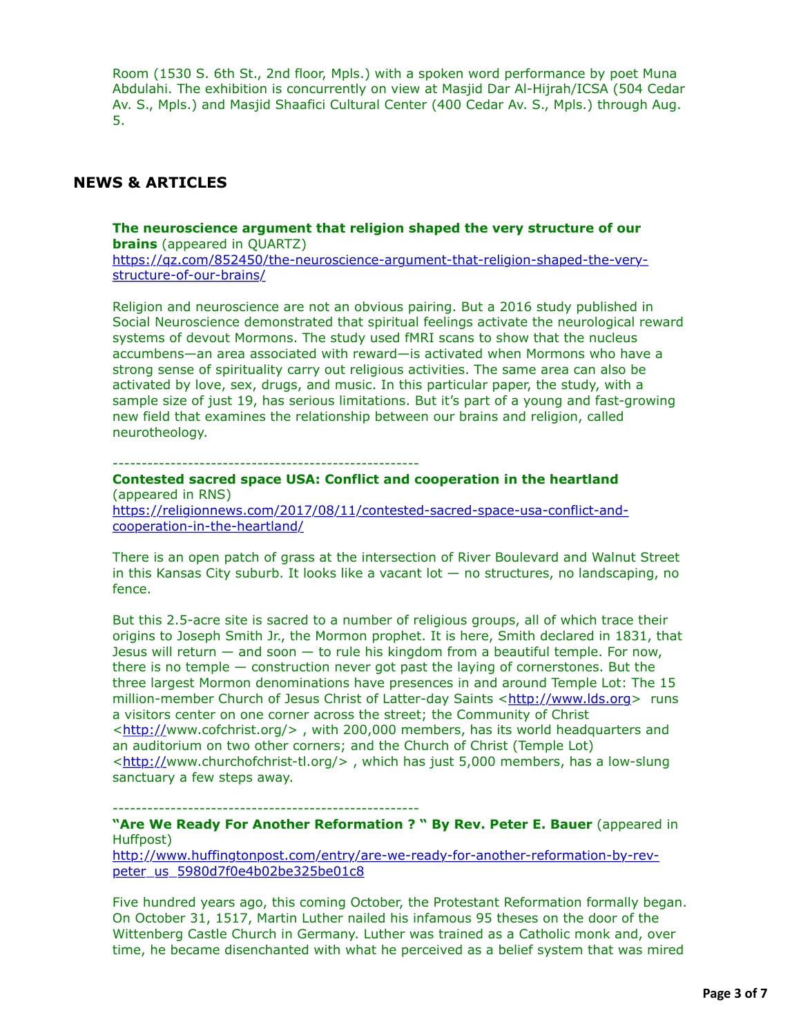Room (1530 S. 6th St., 2nd floor, Mpls.) with a spoken word performance by poet Muna Abdulahi. The exhibition is concurrently on view at Masjid Dar Al-Hijrah/ICSA (504 Cedar Av. S., Mpls.) and Masjid Shaafici Cultural Center (400 Cedar Av. S., Mpls.) through Aug. 5.

## NEWS & ARTICLES

**The neuroscience argument that religion shaped the very structure of our brains** (appeared in QUARTZ)
https://qz.com/852450/the-neuroscience-argument-that-religion-shaped-the-very-structure-of-our-brains/

Religion and neuroscience are not an obvious pairing. But a 2016 study published in Social Neuroscience demonstrated that spiritual feelings activate the neurological reward systems of devout Mormons. The study used fMRI scans to show that the nucleus accumbens—an area associated with reward—is activated when Mormons who have a strong sense of spirituality carry out religious activities. The same area can also be activated by love, sex, drugs, and music. In this particular paper, the study, with a sample size of just 19, has serious limitations. But it's part of a young and fast-growing new field that examines the relationship between our brains and religion, called neurotheology.

-----------------------------------------------------

**Contested sacred space USA: Conflict and cooperation in the heartland** (appeared in RNS)
https://religionnews.com/2017/08/11/contested-sacred-space-usa-conflict-and-cooperation-in-the-heartland/

There is an open patch of grass at the intersection of River Boulevard and Walnut Street in this Kansas City suburb. It looks like a vacant lot — no structures, no landscaping, no fence.

But this 2.5-acre site is sacred to a number of religious groups, all of which trace their origins to Joseph Smith Jr., the Mormon prophet. It is here, Smith declared in 1831, that Jesus will return — and soon — to rule his kingdom from a beautiful temple. For now, there is no temple — construction never got past the laying of cornerstones. But the three largest Mormon denominations have presences in and around Temple Lot: The 15 million-member Church of Jesus Christ of Latter-day Saints <http://www.lds.org> runs a visitors center on one corner across the street; the Community of Christ <http://www.cofchrist.org/> , with 200,000 members, has its world headquarters and an auditorium on two other corners; and the Church of Christ (Temple Lot) <http://www.churchofchrist-tl.org/> , which has just 5,000 members, has a low-slung sanctuary a few steps away.

-----------------------------------------------------

**"Are We Ready For Another Reformation ? " By Rev. Peter E. Bauer** (appeared in Huffpost)
http://www.huffingtonpost.com/entry/are-we-ready-for-another-reformation-by-rev-peter_us_5980d7f0e4b02be325be01c8

Five hundred years ago, this coming October, the Protestant Reformation formally began. On October 31, 1517, Martin Luther nailed his infamous 95 theses on the door of the Wittenberg Castle Church in Germany. Luther was trained as a Catholic monk and, over time, he became disenchanted with what he perceived as a belief system that was mired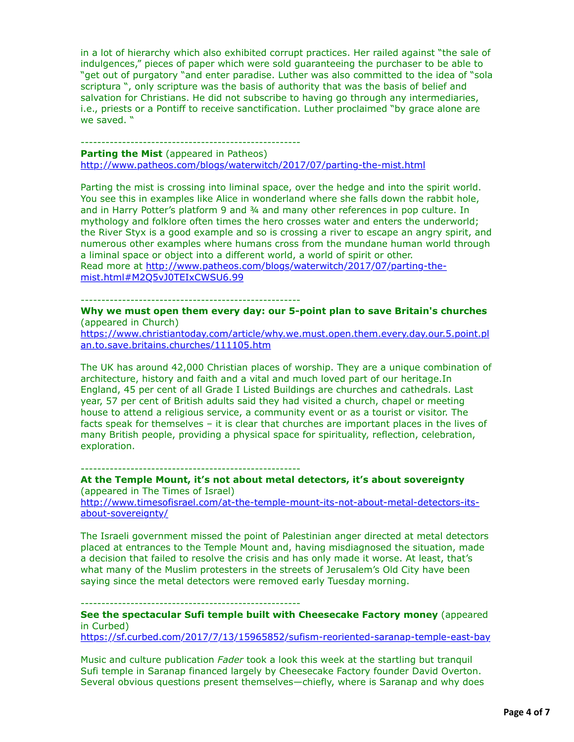in a lot of hierarchy which also exhibited corrupt practices. Her railed against "the sale of indulgences," pieces of paper which were sold guaranteeing the purchaser to be able to "get out of purgatory "and enter paradise. Luther was also committed to the idea of "sola scriptura ", only scripture was the basis of authority that was the basis of belief and salvation for Christians. He did not subscribe to having go through any intermediaries, i.e., priests or a Pontiff to receive sanctification. Luther proclaimed "by grace alone are we saved. "

----------------------------------------------------

**Parting the Mist** (appeared in Patheos)
http://www.patheos.com/blogs/waterwitch/2017/07/parting-the-mist.html

Parting the mist is crossing into liminal space, over the hedge and into the spirit world. You see this in examples like Alice in wonderland where she falls down the rabbit hole, and in Harry Potter's platform 9 and ¾ and many other references in pop culture. In mythology and folklore often times the hero crosses water and enters the underworld; the River Styx is a good example and so is crossing a river to escape an angry spirit, and numerous other examples where humans cross from the mundane human world through a liminal space or object into a different world, a world of spirit or other.
Read more at http://www.patheos.com/blogs/waterwitch/2017/07/parting-the-mist.html#M2Q5vJ0TEIxCWSU6.99

----------------------------------------------------

**Why we must open them every day: our 5-point plan to save Britain's churches** (appeared in Church)
https://www.christiantoday.com/article/why.we.must.open.them.every.day.our.5.point.plan.to.save.britains.churches/111105.htm

The UK has around 42,000 Christian places of worship. They are a unique combination of architecture, history and faith and a vital and much loved part of our heritage.In England, 45 per cent of all Grade I Listed Buildings are churches and cathedrals. Last year, 57 per cent of British adults said they had visited a church, chapel or meeting house to attend a religious service, a community event or as a tourist or visitor. The facts speak for themselves – it is clear that churches are important places in the lives of many British people, providing a physical space for spirituality, reflection, celebration, exploration.

----------------------------------------------------

**At the Temple Mount, it's not about metal detectors, it's about sovereignty** (appeared in The Times of Israel)
http://www.timesofisrael.com/at-the-temple-mount-its-not-about-metal-detectors-its-about-sovereignty/

The Israeli government missed the point of Palestinian anger directed at metal detectors placed at entrances to the Temple Mount and, having misdiagnosed the situation, made a decision that failed to resolve the crisis and has only made it worse. At least, that's what many of the Muslim protesters in the streets of Jerusalem's Old City have been saying since the metal detectors were removed early Tuesday morning.

----------------------------------------------------

**See the spectacular Sufi temple built with Cheesecake Factory money** (appeared in Curbed)
https://sf.curbed.com/2017/7/13/15965852/sufism-reoriented-saranap-temple-east-bay

Music and culture publication *Fader* took a look this week at the startling but tranquil Sufi temple in Saranap financed largely by Cheesecake Factory founder David Overton. Several obvious questions present themselves—chiefly, where is Saranap and why does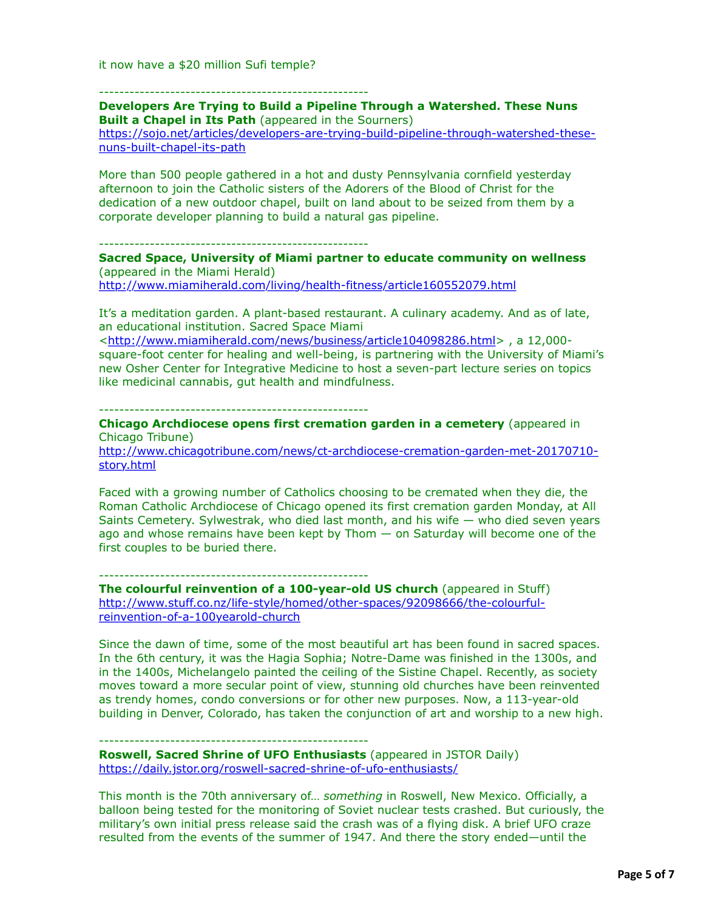it now have a $20 million Sufi temple?

----------------------------------------------------

**Developers Are Trying to Build a Pipeline Through a Watershed. These Nuns Built a Chapel in Its Path** (appeared in the Sourners)
https://sojo.net/articles/developers-are-trying-build-pipeline-through-watershed-these-nuns-built-chapel-its-path

More than 500 people gathered in a hot and dusty Pennsylvania cornfield yesterday afternoon to join the Catholic sisters of the Adorers of the Blood of Christ for the dedication of a new outdoor chapel, built on land about to be seized from them by a corporate developer planning to build a natural gas pipeline.

----------------------------------------------------

**Sacred Space, University of Miami partner to educate community on wellness** (appeared in the Miami Herald)
http://www.miamiherald.com/living/health-fitness/article160552079.html

It's a meditation garden. A plant-based restaurant. A culinary academy. And as of late, an educational institution. Sacred Space Miami <http://www.miamiherald.com/news/business/article104098286.html> , a 12,000-square-foot center for healing and well-being, is partnering with the University of Miami's new Osher Center for Integrative Medicine to host a seven-part lecture series on topics like medicinal cannabis, gut health and mindfulness.

----------------------------------------------------

**Chicago Archdiocese opens first cremation garden in a cemetery** (appeared in Chicago Tribune)
http://www.chicagotribune.com/news/ct-archdiocese-cremation-garden-met-20170710-story.html

Faced with a growing number of Catholics choosing to be cremated when they die, the Roman Catholic Archdiocese of Chicago opened its first cremation garden Monday, at All Saints Cemetery. Sylwestrak, who died last month, and his wife — who died seven years ago and whose remains have been kept by Thom — on Saturday will become one of the first couples to be buried there.

----------------------------------------------------

**The colourful reinvention of a 100-year-old US church** (appeared in Stuff)
http://www.stuff.co.nz/life-style/homed/other-spaces/92098666/the-colourful-reinvention-of-a-100yearold-church

Since the dawn of time, some of the most beautiful art has been found in sacred spaces. In the 6th century, it was the Hagia Sophia; Notre-Dame was finished in the 1300s, and in the 1400s, Michelangelo painted the ceiling of the Sistine Chapel. Recently, as society moves toward a more secular point of view, stunning old churches have been reinvented as trendy homes, condo conversions or for other new purposes. Now, a 113-year-old building in Denver, Colorado, has taken the conjunction of art and worship to a new high.

----------------------------------------------------

**Roswell, Sacred Shrine of UFO Enthusiasts** (appeared in JSTOR Daily)
https://daily.jstor.org/roswell-sacred-shrine-of-ufo-enthusiasts/

This month is the 70th anniversary of… *something* in Roswell, New Mexico. Officially, a balloon being tested for the monitoring of Soviet nuclear tests crashed. But curiously, the military's own initial press release said the crash was of a flying disk. A brief UFO craze resulted from the events of the summer of 1947. And there the story ended—until the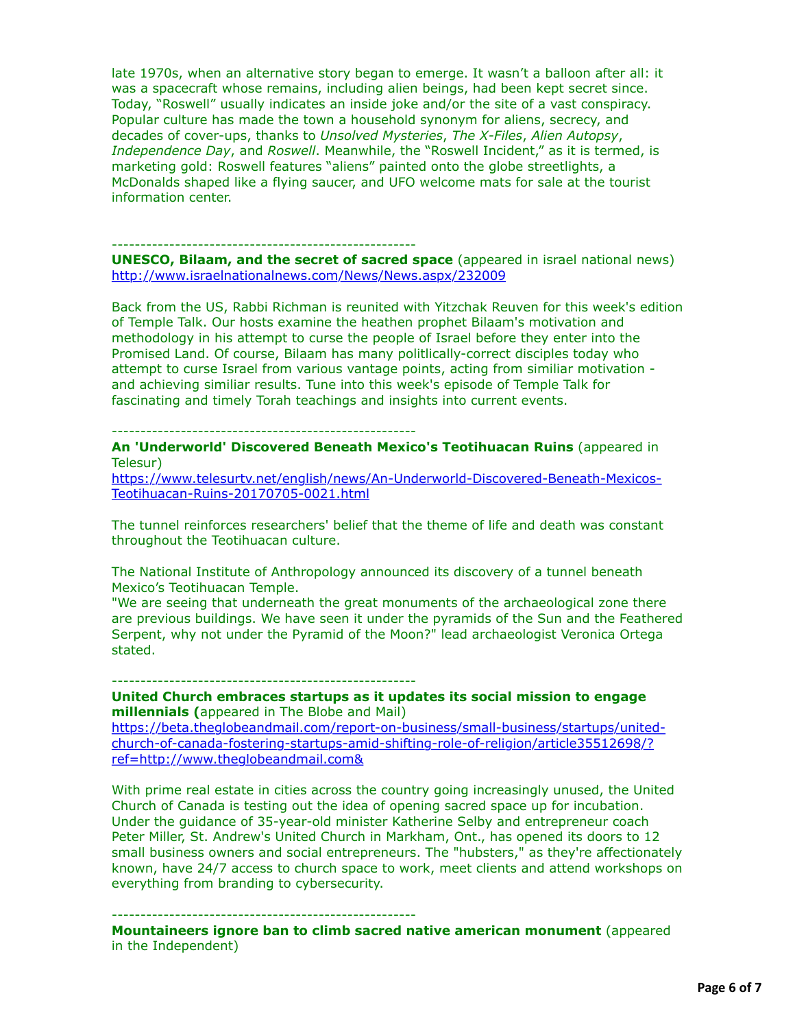late 1970s, when an alternative story began to emerge. It wasn't a balloon after all: it was a spacecraft whose remains, including alien beings, had been kept secret since. Today, "Roswell" usually indicates an inside joke and/or the site of a vast conspiracy. Popular culture has made the town a household synonym for aliens, secrecy, and decades of cover-ups, thanks to *Unsolved Mysteries*, *The X-Files*, *Alien Autopsy*, *Independence Day*, and *Roswell*. Meanwhile, the "Roswell Incident," as it is termed, is marketing gold: Roswell features "aliens" painted onto the globe streetlights, a McDonalds shaped like a flying saucer, and UFO welcome mats for sale at the tourist information center.

----------------------------------------------------

**UNESCO, Bilaam, and the secret of sacred space** (appeared in israel national news)
http://www.israelnationalnews.com/News/News.aspx/232009

Back from the US, Rabbi Richman is reunited with Yitzchak Reuven for this week's edition of Temple Talk. Our hosts examine the heathen prophet Bilaam's motivation and methodology in his attempt to curse the people of Israel before they enter into the Promised Land. Of course, Bilaam has many polititically-correct disciples today who attempt to curse Israel from various vantage points, acting from similiar motivation - and achieving similiar results. Tune into this week's episode of Temple Talk for fascinating and timely Torah teachings and insights into current events.

----------------------------------------------------

**An 'Underworld' Discovered Beneath Mexico's Teotihuacan Ruins** (appeared in Telesur)
https://www.telesurtv.net/english/news/An-Underworld-Discovered-Beneath-Mexicos-Teotihuacan-Ruins-20170705-0021.html

The tunnel reinforces researchers' belief that the theme of life and death was constant throughout the Teotihuacan culture.

The National Institute of Anthropology announced its discovery of a tunnel beneath Mexico's Teotihuacan Temple.
"We are seeing that underneath the great monuments of the archaeological zone there are previous buildings. We have seen it under the pyramids of the Sun and the Feathered Serpent, why not under the Pyramid of the Moon?" lead archaeologist Veronica Ortega stated.

----------------------------------------------------

**United Church embraces startups as it updates its social mission to engage millennials (**appeared in The Blobe and Mail)
https://beta.theglobeandmail.com/report-on-business/small-business/startups/united-church-of-canada-fostering-startups-amid-shifting-role-of-religion/article35512698/?ref=http://www.theglobeandmail.com&

With prime real estate in cities across the country going increasingly unused, the United Church of Canada is testing out the idea of opening sacred space up for incubation. Under the guidance of 35-year-old minister Katherine Selby and entrepreneur coach Peter Miller, St. Andrew's United Church in Markham, Ont., has opened its doors to 12 small business owners and social entrepreneurs. The "hubsters," as they're affectionately known, have 24/7 access to church space to work, meet clients and attend workshops on everything from branding to cybersecurity.

----------------------------------------------------

**Mountaineers ignore ban to climb sacred native american monument** (appeared in the Independent)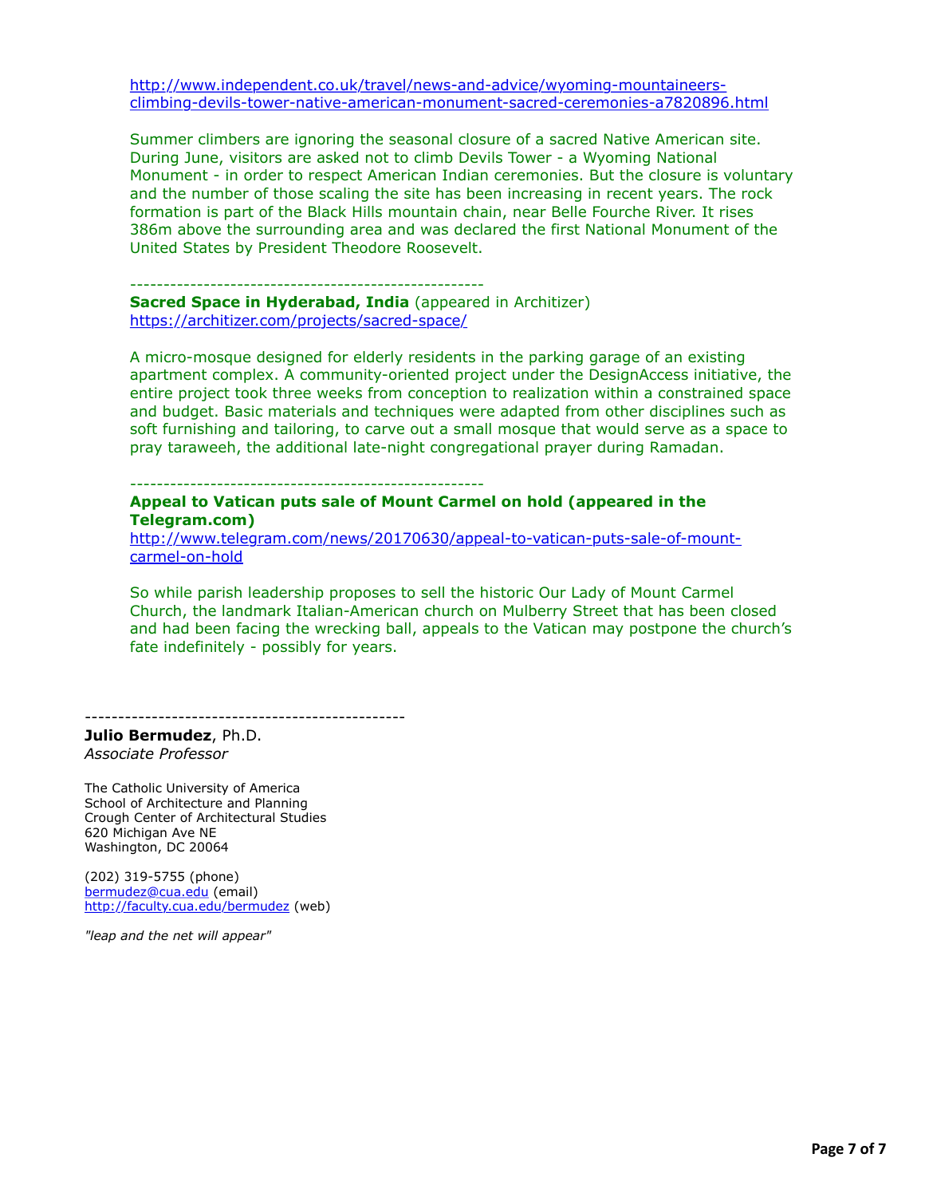http://www.independent.co.uk/travel/news-and-advice/wyoming-mountaineers-climbing-devils-tower-native-american-monument-sacred-ceremonies-a7820896.html

Summer climbers are ignoring the seasonal closure of a sacred Native American site. During June, visitors are asked not to climb Devils Tower - a Wyoming National Monument - in order to respect American Indian ceremonies. But the closure is voluntary and the number of those scaling the site has been increasing in recent years. The rock formation is part of the Black Hills mountain chain, near Belle Fourche River. It rises 386m above the surrounding area and was declared the first National Monument of the United States by President Theodore Roosevelt.

-----------------------------------------------------

**Sacred Space in Hyderabad, India** (appeared in Architizer)
https://architizer.com/projects/sacred-space/

A micro-mosque designed for elderly residents in the parking garage of an existing apartment complex. A community-oriented project under the DesignAccess initiative, the entire project took three weeks from conception to realization within a constrained space and budget. Basic materials and techniques were adapted from other disciplines such as soft furnishing and tailoring, to carve out a small mosque that would serve as a space to pray taraweeh, the additional late-night congregational prayer during Ramadan.

-----------------------------------------------------

**Appeal to Vatican puts sale of Mount Carmel on hold (appeared in the Telegram.com)**
http://www.telegram.com/news/20170630/appeal-to-vatican-puts-sale-of-mount-carmel-on-hold

So while parish leadership proposes to sell the historic Our Lady of Mount Carmel Church, the landmark Italian-American church on Mulberry Street that has been closed and had been facing the wrecking ball, appeals to the Vatican may postpone the church's fate indefinitely - possibly for years.

------------------------------------------------

**Julio Bermudez**, Ph.D.
*Associate Professor*

The Catholic University of America
School of Architecture and Planning
Crough Center of Architectural Studies
620 Michigan Ave NE
Washington, DC 20064

(202) 319-5755 (phone)
bermudez@cua.edu (email)
http://faculty.cua.edu/bermudez (web)

*"leap and the net will appear"*